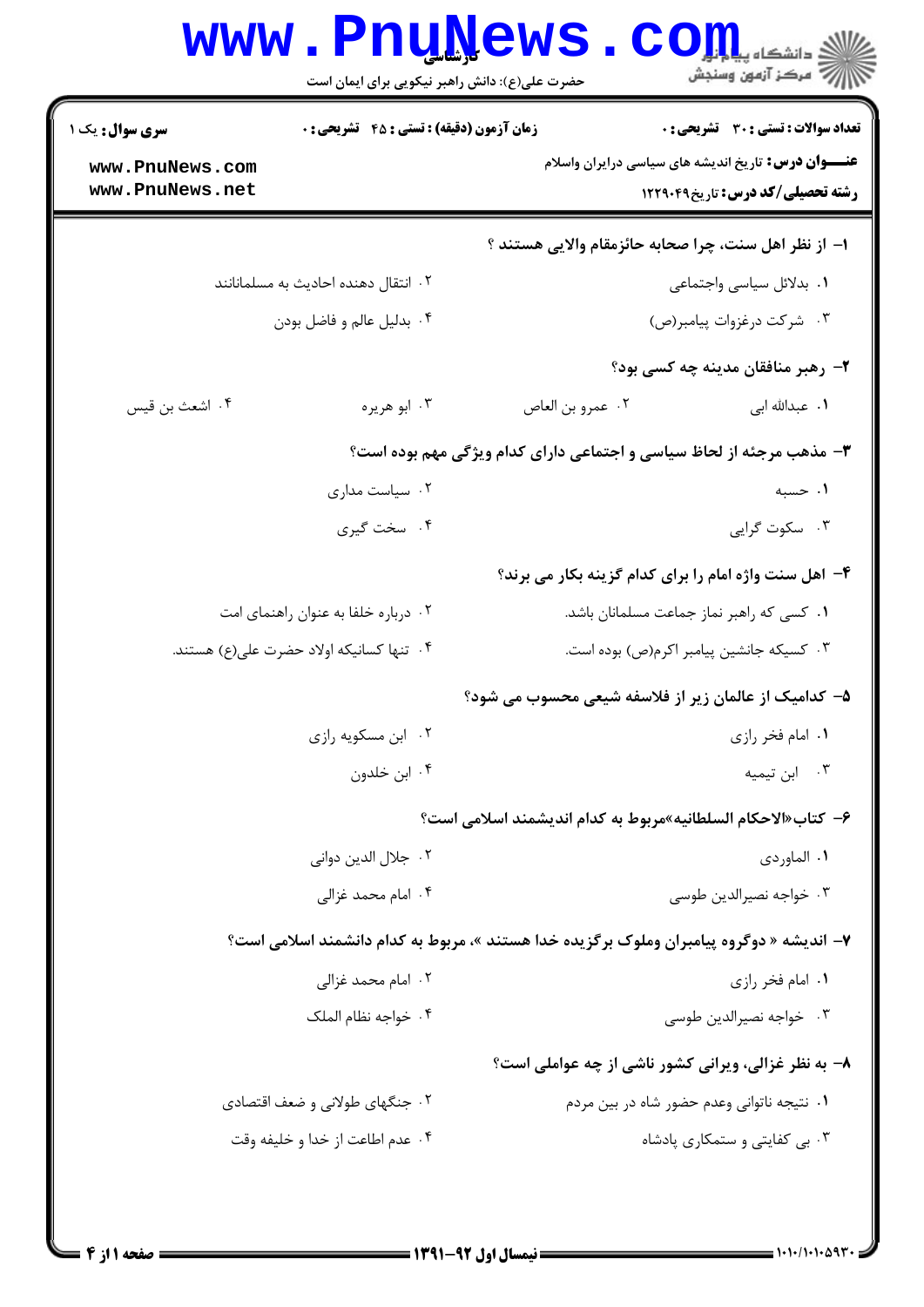**سری سؤال:** یک ۱ | **زمان آزمون (دقیقه) : تستی : ۴۵ تشریحی : ۰** | **تعداد سوالات : تستی : ۳۰ تشریحی : ۰**

**عنـــوان درس:** تاریخ اندیشه های سیاسی درایران واسلام

**رشته تحصیلی/کد درس:** تاریخ۱۲۲۹۰۴۹

**۱- از نظر اهل سنت، چرا صحابه حائزمقام والایی هستند ؟**

۱. بدلائل سیاسی واجتماعی

۲. انتقال دهنده احادیث به مسلمانانند

۳. شرکت درغزوات پیامبر(ص)

۴. بدلیل عالم و فاضل بودن

**۲- رهبر منافقان مدینه چه کسی بود؟**

۱. عبدالله ابی

۲. عمرو بن العاص

۳. ابو هریره

۴. اشعث بن قیس

**۳- مذهب مرجئه از لحاظ سیاسی و اجتماعی دارای کدام ویژگی مهم بوده است؟**

۱. حسبه

۲. سیاست مداری

۳. سکوت گرایی

۴. سخت گیری

**۴- اهل سنت واژه امام را برای کدام گزینه بکار می برند؟**

۱. کسی که راهبر نماز جماعت مسلمانان باشد.

۲. درباره خلفا به عنوان راهنمای امت

۳. کسیکه جانشین پیامبر اکرم(ص) بوده است.

۴. تنها کسانیکه اولاد حضرت علی(ع) هستند.

**۵- کدامیک از عالمان زیر از فلاسفه شیعی محسوب می شود؟**

۱. امام فخر رازی

۲. ابن مسکویه رازی

۳. ابن تیمیه

۴. ابن خلدون

**۶- کتاب«الاحکام السلطانیه»مربوط به کدام اندیشمند اسلامی است؟**

۱. الماوردی

۲. جلال الدین دوانی

۳. خواجه نصیرالدین طوسی

۴. امام محمد غزالی

**۷- اندیشه « دوگروه پیامبران وملوک برگزیده خدا هستند »، مربوط به کدام دانشمند اسلامی است؟**

۱. امام فخر رازی

۲. امام محمد غزالی

۳. خواجه نصیرالدین طوسی

۴. خواجه نظام الملک

**۸- به نظر غزالی، ویرانی کشور ناشی از چه عواملی است؟**

۱. نتیجه ناتوانی وعدم حضور شاه در بین مردم

۲. جنگهای طولانی و ضعف اقتصادی

۳. بی کفایتی و ستمکاری پادشاه

۴. عدم اطاعت از خدا و خلیفه وقت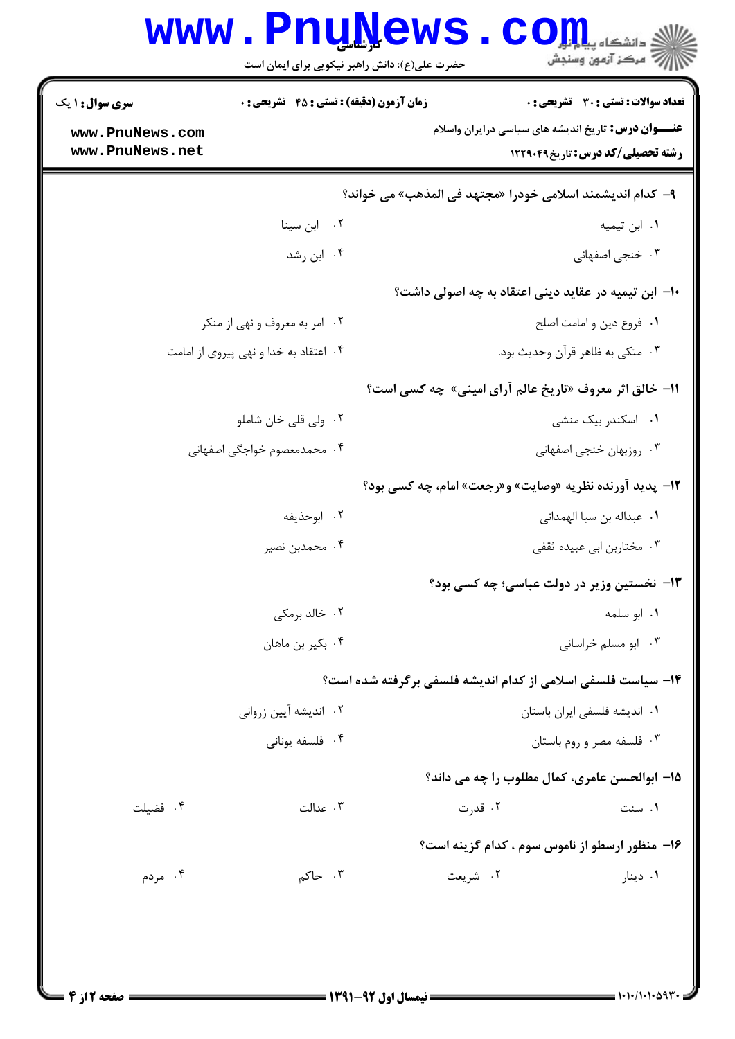**تعداد سوالات : تستی : ۳۰ تشریحی : ۰** | **زمان آزمون (دقیقه) : تستی : ۴۵ تشریحی : ۰** | **سری سوال : ۱ یک**

**عنـــوان درس:** تاریخ اندیشه های سیاسی درایران واسلام

**رشته تحصیلی/کد درس:** تاریخ۱۲۲۹۰۴۹

**۹- کدام اندیشمند اسلامی خودرا «مجتهد فی المذهب» می خواند؟**

۱. ابن تیمیه
۲. ابن سینا
۳. خنجی اصفهانی
۴. ابن رشد

**۱۰- ابن تیمیه در عقاید دینی اعتقاد به چه اصولی داشت؟**

۱. فروع دین و امامت اصلح
۲. امر به معروف و نهی از منکر
۳. متکی به ظاهر قرآن وحدیث بود.
۴. اعتقاد به خدا و نهی پیروی از امامت

**۱۱- خالق اثر معروف «تاریخ عالم آرای امینی» چه کسی است؟**

۱. اسکندر بیک منشی
۲. ولی قلی خان شاملو
۳. روزبهان خنجی اصفهانی
۴. محمدمعصوم خواجگی اصفهانی

**۱۲- پدید آورنده نظریه «وصایت» و«رجعت» امام، چه کسی بود؟**

۱. عبداله بن سبا الهمدانی
۲. ابوحذیفه
۳. مختاربن ابی عبیده ثقفی
۴. محمدبن نصیر

**۱۳- نخستین وزیر در دولت عباسی؛ چه کسی بود؟**

۱. ابو سلمه
۲. خالد برمکی
۳. ابو مسلم خراسانی
۴. بکیر بن ماهان

**۱۴- سیاست فلسفی اسلامی از کدام اندیشه فلسفی برگرفته شده است؟**

۱. اندیشه فلسفی ایران باستان
۲. اندیشه آیین زروانی
۳. فلسفه مصر و روم باستان
۴. فلسفه یونانی

**۱۵- ابوالحسن عامری، کمال مطلوب را چه می داند؟**

۱. سنت
۲. قدرت
۳. عدالت
۴. فضیلت

**۱۶- منظور ارسطو از ناموس سوم ، کدام گزینه است؟**

۱. دینار
۲. شریعت
۳. حاکم
۴. مردم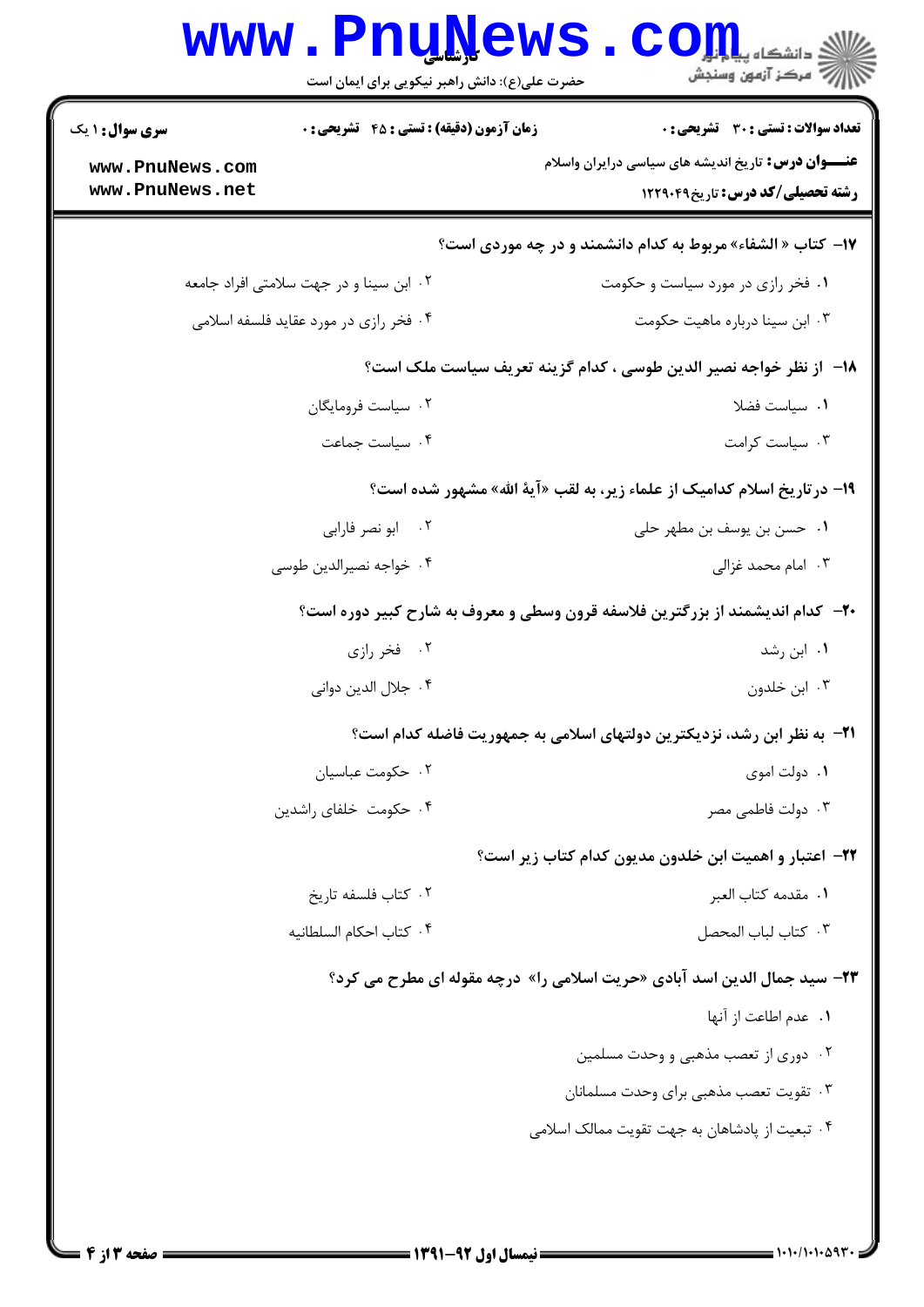**سری سوال:** ۱ یک | **زمان آزمون (دقیقه) : تستی : ۴۵ تشریحی : ۰** | **تعداد سوالات : تستی : ۳۰ تشریحی : ۰**

**عنـــوان درس:** تاریخ اندیشه های سیاسی درایران واسلام

**رشته تحصیلی/کد درس:** تاریخ۱۲۲۹۰۴۹

**۱۷- کتاب « الشفاء» مربوط به کدام دانشمند و در چه موردی است؟**

۱. فخر رازی در مورد سیاست و حکومت

۲. ابن سینا و در جهت سلامتی افراد جامعه

۳. ابن سینا درباره ماهیت حکومت

۴. فخر رازی در مورد عقاید فلسفه اسلامی

**۱۸- از نظر خواجه نصیر الدین طوسی ، کدام گزینه تعریف سیاست ملک است؟**

۱. سیاست فضلا

۲. سیاست فرومایگان

۳. سیاست کرامت

۴. سیاست جماعت

**۱۹- درتاریخ اسلام کدامیک از علماء زیر، به لقب «آیهٔ الله» مشهور شده است؟**

۱. حسن بن یوسف بن مطهر حلی

۲. ابو نصر فارابی

۳. امام محمد غزالی

۴. خواجه نصیرالدین طوسی

**۲۰- کدام اندیشمند از بزرگترین فلاسفه قرون وسطی و معروف به شارح کبیر دوره است؟**

۱. ابن رشد

۲. فخر رازی

۳. ابن خلدون

۴. جلال الدین دوانی

**۲۱- به نظر ابن رشد، نزدیکترین دولتهای اسلامی به جمهوریت فاضله کدام است؟**

۱. دولت اموی

۲. حکومت عباسیان

۳. دولت فاطمی مصر

۴. حکومت خلفای راشدین

**۲۲- اعتبار و اهمیت ابن خلدون مدیون کدام کتاب زیر است؟**

۱. مقدمه کتاب العبر

۲. کتاب فلسفه تاریخ

۳. کتاب لباب المحصل

۴. کتاب احکام السلطانیه

**۲۳- سید جمال الدین اسد آبادی «حریت اسلامی را» درچه مقوله ای مطرح می کرد؟**

۱. عدم اطاعت از آنها

۲. دوری از تعصب مذهبی و وحدت مسلمین

۳. تقویت تعصب مذهبی برای وحدت مسلمانان

۴. تبعیت از پادشاهان به جهت تقویت ممالک اسلامی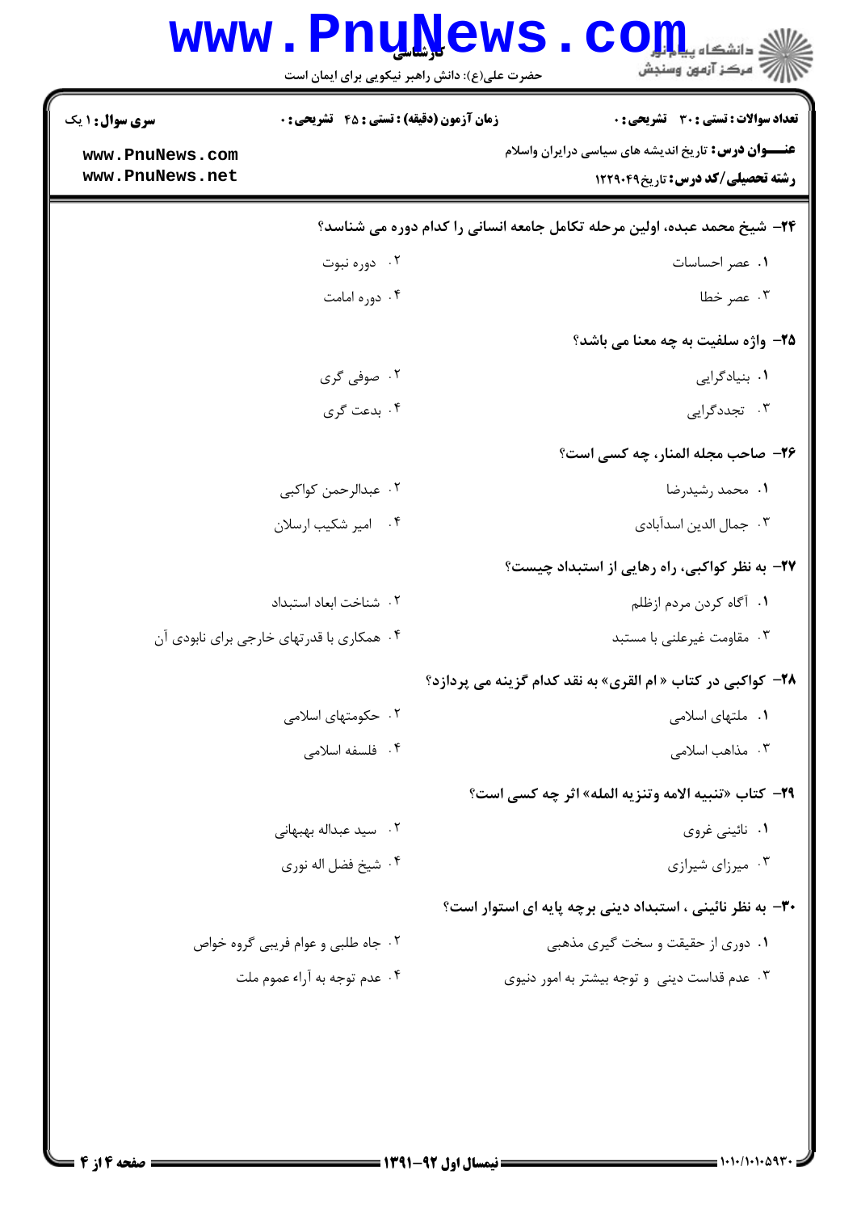**سری سوال:** ۱ یک

**زمان آزمون (دقیقه) : تستی :** ۴۵ **تشریحی :** ۰

**تعداد سوالات : تستی :** ۳۰ **تشریحی :** ۰

**عنـــوان درس:** تاریخ اندیشه های سیاسی درایران واسلام

**رشته تحصیلی/کد درس:** تاریخ۱۲۲۹۰۴۹

۲۴- شیخ محمد عبده، اولین مرحله تکامل جامعه انسانی را کدام دوره می شناسد؟

۱. عصر احساسات

۲. دوره نبوت

۳. عصر خطا

۴. دوره امامت

۲۵- واژه سلفیت به چه معنا می باشد؟

۱. بنیادگرایی

۲. صوفی گری

۳. تجددگرایی

۴. بدعت گری

۲۶- صاحب مجله المنار، چه کسی است؟

۱. محمد رشیدرضا

۲. عبدالرحمن کواکبی

۳. جمال الدین اسدآبادی

۴. امیر شکیب ارسلان

۲۷- به نظر کواکبی، راه رهایی از استبداد چیست؟

۱. آگاه کردن مردم ازظلم

۲. شناخت ابعاد استبداد

۳. مقاومت غیرعلنی با مستبد

۴. همکاری با قدرتهای خارجی برای نابودی آن

۲۸- کواکبی در کتاب « ام القری» به نقد کدام گزینه می پردازد؟

۱. ملتهای اسلامی

۲. حکومتهای اسلامی

۳. مذاهب اسلامی

۴. فلسفه اسلامی

۲۹- کتاب «تنبیه الامه وتنزیه المله» اثر چه کسی است؟

۱. نائینی غروی

۲. سید عبداله بهبهانی

۳. میرزای شیرازی

۴. شیخ فضل اله نوری

۳۰- به نظر نائینی ، استبداد دینی برچه پایه ای استوار است؟

۱. دوری از حقیقت و سخت گیری مذهبی

۲. جاه طلبی و عوام فریبی گروه خواص

۳. عدم قداست دینی و توجه بیشتر به امور دنیوی

۴. عدم توجه به آراء عموم ملت